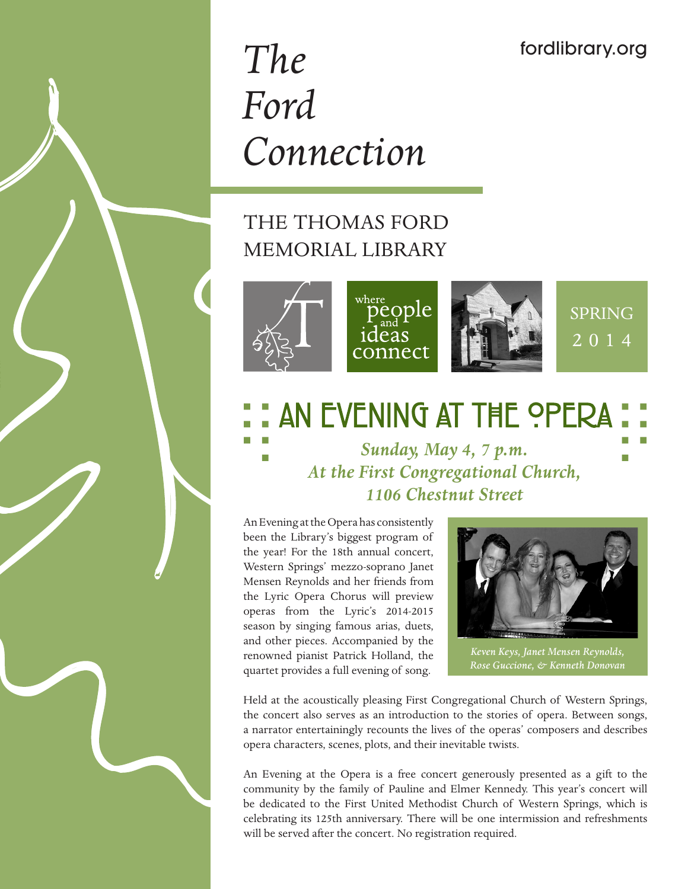fordlibrary.org

# *The Ford Connection*

## THE THOMAS FORD MEMORIAL LIBRARY

where people and ideas connect

SPRING 2014

# AN EVENING AT THE OPERA

***Sunday, May 4, 7 p.m.***
***At the First Congregational Church,***
***1106 Chestnut Street***

An Evening at the Opera has consistently been the Library's biggest program of the year! For the 18th annual concert, Western Springs' mezzo-soprano Janet Mensen Reynolds and her friends from the Lyric Opera Chorus will preview operas from the Lyric's 2014-2015 season by singing famous arias, duets, and other pieces. Accompanied by the renowned pianist Patrick Holland, the quartet provides a full evening of song.

*Keven Keys, Janet Mensen Reynolds, Rose Guccione, & Kenneth Donovan*

Held at the acoustically pleasing First Congregational Church of Western Springs, the concert also serves as an introduction to the stories of opera. Between songs, a narrator entertainingly recounts the lives of the operas' composers and describes opera characters, scenes, plots, and their inevitable twists.

An Evening at the Opera is a free concert generously presented as a gift to the community by the family of Pauline and Elmer Kennedy. This year's concert will be dedicated to the First United Methodist Church of Western Springs, which is celebrating its 125th anniversary. There will be one intermission and refreshments will be served after the concert. No registration required.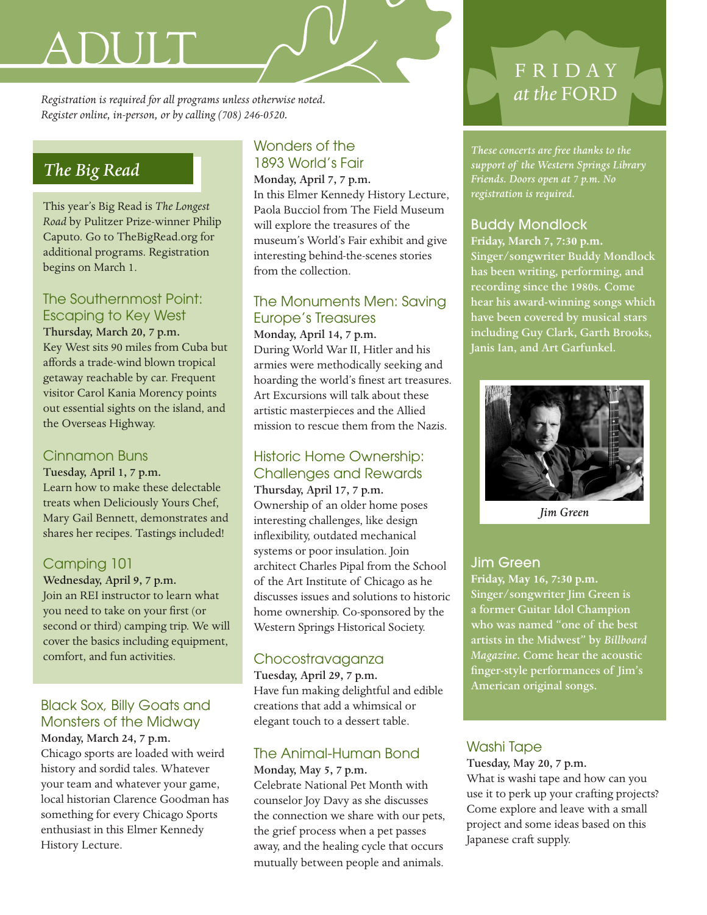# ADULT

*Registration is required for all programs unless otherwise noted. Register online, in-person, or by calling (708) 246-0520.*

## *The Big Read*

This year's Big Read is *The Longest Road* by Pulitzer Prize-winner Philip Caputo. Go to TheBigRead.org for additional programs. Registration begins on March 1.

### The Southernmost Point: Escaping to Key West

**Thursday, March 20, 7 p.m.**

Key West sits 90 miles from Cuba but affords a trade-wind blown tropical getaway reachable by car. Frequent visitor Carol Kania Morency points out essential sights on the island, and the Overseas Highway.

### Cinnamon Buns

**Tuesday, April 1, 7 p.m.**

Learn how to make these delectable treats when Deliciously Yours Chef, Mary Gail Bennett, demonstrates and shares her recipes. Tastings included!

### Camping 101

**Wednesday, April 9, 7 p.m.**

Join an REI instructor to learn what you need to take on your first (or second or third) camping trip. We will cover the basics including equipment, comfort, and fun activities.

### Black Sox, Billy Goats and Monsters of the Midway

**Monday, March 24, 7 p.m.**

Chicago sports are loaded with weird history and sordid tales. Whatever your team and whatever your game, local historian Clarence Goodman has something for every Chicago Sports enthusiast in this Elmer Kennedy History Lecture.

### Wonders of the 1893 World's Fair

**Monday, April 7, 7 p.m.**

In this Elmer Kennedy History Lecture, Paola Bucciol from The Field Museum will explore the treasures of the museum's World's Fair exhibit and give interesting behind-the-scenes stories from the collection.

### The Monuments Men: Saving Europe's Treasures

**Monday, April 14, 7 p.m.**

During World War II, Hitler and his armies were methodically seeking and hoarding the world's finest art treasures. Art Excursions will talk about these artistic masterpieces and the Allied mission to rescue them from the Nazis.

### Historic Home Ownership: Challenges and Rewards

**Thursday, April 17, 7 p.m.**

Ownership of an older home poses interesting challenges, like design inflexibility, outdated mechanical systems or poor insulation. Join architect Charles Pipal from the School of the Art Institute of Chicago as he discusses issues and solutions to historic home ownership. Co-sponsored by the Western Springs Historical Society.

### Chocostravaganza

**Tuesday, April 29, 7 p.m.**

Have fun making delightful and edible creations that add a whimsical or elegant touch to a dessert table.

### The Animal-Human Bond

**Monday, May 5, 7 p.m.**

Celebrate National Pet Month with counselor Joy Davy as she discusses the connection we share with our pets, the grief process when a pet passes away, and the healing cycle that occurs mutually between people and animals.

## FRIDAY *at the* FORD

*These concerts are free thanks to the support of the Western Springs Library Friends. Doors open at 7 p.m. No registration is required.*

### Buddy Mondlock

**Friday, March 7, 7:30 p.m.**

Singer/songwriter Buddy Mondlock has been writing, performing, and recording since the 1980s. Come hear his award-winning songs which have been covered by musical stars including Guy Clark, Garth Brooks, Janis Ian, and Art Garfunkel.

*Jim Green*

### Jim Green

**Friday, May 16, 7:30 p.m.**

Singer/songwriter Jim Green is a former Guitar Idol Champion who was named "one of the best artists in the Midwest" by *Billboard Magazine*. Come hear the acoustic finger-style performances of Jim's American original songs.

### Washi Tape

**Tuesday, May 20, 7 p.m.**

What is washi tape and how can you use it to perk up your crafting projects? Come explore and leave with a small project and some ideas based on this Japanese craft supply.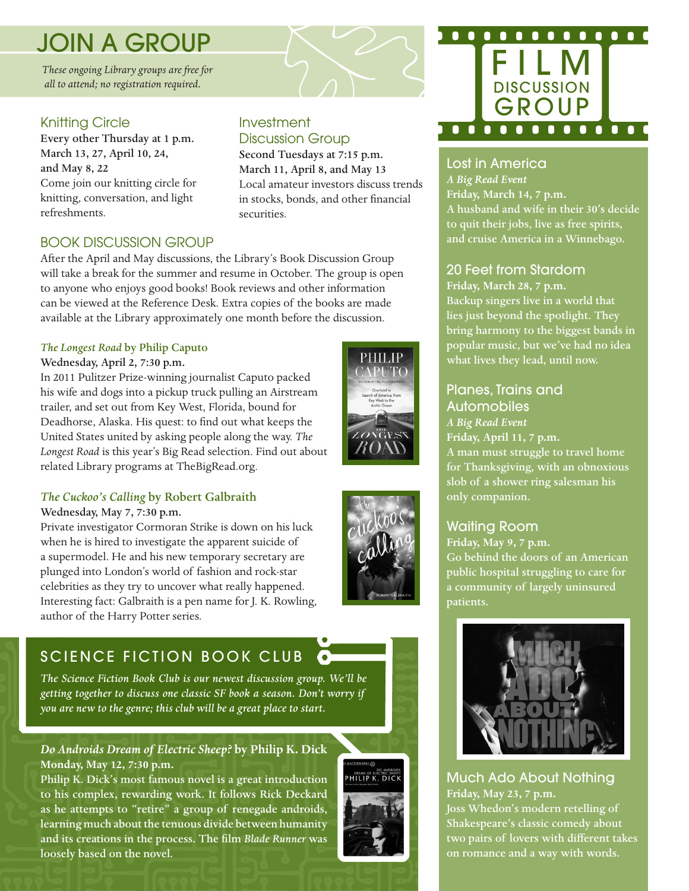# JOIN A GROUP

*These ongoing Library groups are free for all to attend; no registration required.*

### Knitting Circle

**Every other Thursday at 1 p.m.**
**March 13, 27, April 10, 24, and May 8, 22**

Come join our knitting circle for knitting, conversation, and light refreshments.

### Investment Discussion Group

**Second Tuesdays at 7:15 p.m.**
**March 11, April 8, and May 13**

Local amateur investors discuss trends in stocks, bonds, and other financial securities.

## BOOK DISCUSSION GROUP

After the April and May discussions, the Library's Book Discussion Group will take a break for the summer and resume in October. The group is open to anyone who enjoys good books! Book reviews and other information can be viewed at the Reference Desk. Extra copies of the books are made available at the Library approximately one month before the discussion.

### *The Longest Road* by Philip Caputo

**Wednesday, April 2, 7:30 p.m.**

In 2011 Pulitzer Prize-winning journalist Caputo packed his wife and dogs into a pickup truck pulling an Airstream trailer, and set out from Key West, Florida, bound for Deadhorse, Alaska. His quest: to find out what keeps the United States united by asking people along the way. *The Longest Road* is this year's Big Read selection. Find out about related Library programs at TheBigRead.org.

### *The Cuckoo's Calling* by Robert Galbraith

**Wednesday, May 7, 7:30 p.m.**

Private investigator Cormoran Strike is down on his luck when he is hired to investigate the apparent suicide of a supermodel. He and his new temporary secretary are plunged into London's world of fashion and rock-star celebrities as they try to uncover what really happened. Interesting fact: Galbraith is a pen name for J. K. Rowling, author of the Harry Potter series.

## SCIENCE FICTION BOOK CLUB

*The Science Fiction Book Club is our newest discussion group. We'll be getting together to discuss one classic SF book a season. Don't worry if you are new to the genre; this club will be a great place to start.*

### *Do Androids Dream of Electric Sheep?* by Philip K. Dick

**Monday, May 12, 7:30 p.m.**

Philip K. Dick's most famous novel is a great introduction to his complex, rewarding work. It follows Rick Deckard as he attempts to "retire" a group of renegade androids, learning much about the tenuous divide between humanity and its creations in the process. The film *Blade Runner* was loosely based on the novel.

## FILM DISCUSSION GROUP

### Lost in America

*A Big Read Event*
**Friday, March 14, 7 p.m.**

A husband and wife in their 30's decide to quit their jobs, live as free spirits, and cruise America in a Winnebago.

### 20 Feet from Stardom

**Friday, March 28, 7 p.m.**

Backup singers live in a world that lies just beyond the spotlight. They bring harmony to the biggest bands in popular music, but we've had no idea what lives they lead, until now.

### Planes, Trains and Automobiles

*A Big Read Event*
**Friday, April 11, 7 p.m.**

A man must struggle to travel home for Thanksgiving, with an obnoxious slob of a shower ring salesman his only companion.

### Waiting Room

**Friday, May 9, 7 p.m.**

Go behind the doors of an American public hospital struggling to care for a community of largely uninsured patients.

### Much Ado About Nothing

**Friday, May 23, 7 p.m.**

Joss Whedon's modern retelling of Shakespeare's classic comedy about two pairs of lovers with different takes on romance and a way with words.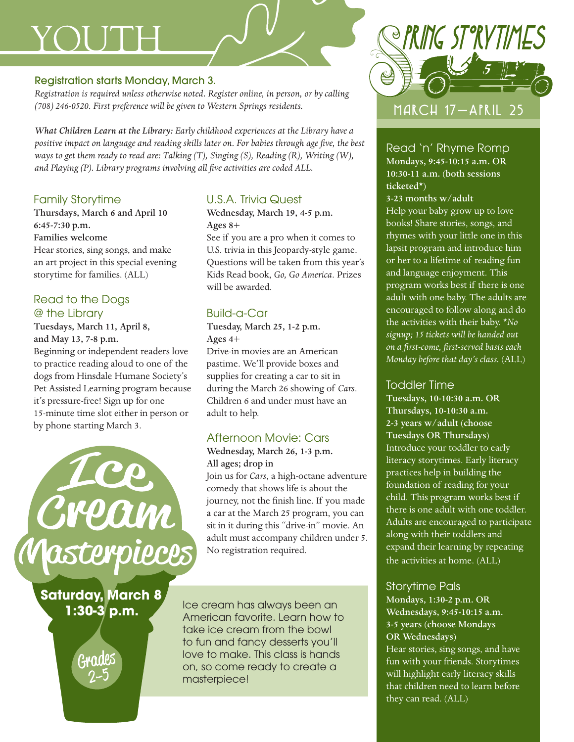# YOUTH

### Registration starts Monday, March 3.

*Registration is required unless otherwise noted. Register online, in person, or by calling (708) 246-0520. First preference will be given to Western Springs residents.*

*What Children Learn at the Library: Early childhood experiences at the Library have a positive impact on language and reading skills later on. For babies through age five, the best ways to get them ready to read are: Talking (T), Singing (S), Reading (R), Writing (W), and Playing (P). Library programs involving all five activities are coded ALL.*

## Family Storytime

**Thursdays, March 6 and April 10**
**6:45-7:30 p.m.**
**Families welcome**

Hear stories, sing songs, and make an art project in this special evening storytime for families. (ALL)

## Read to the Dogs @ the Library

**Tuesdays, March 11, April 8, and May 13, 7-8 p.m.**

Beginning or independent readers love to practice reading aloud to one of the dogs from Hinsdale Humane Society's Pet Assisted Learning program because it's pressure-free! Sign up for one 15-minute time slot either in person or by phone starting March 3.

## U.S.A. Trivia Quest

**Wednesday, March 19, 4-5 p.m.**
**Ages 8+**

See if you are a pro when it comes to U.S. trivia in this Jeopardy-style game. Questions will be taken from this year's Kids Read book, *Go, Go America*. Prizes will be awarded.

## Build-a-Car

**Tuesday, March 25, 1-2 p.m.**
**Ages 4+**

Drive-in movies are an American pastime. We'll provide boxes and supplies for creating a car to sit in during the March 26 showing of *Cars*. Children 6 and under must have an adult to help.

## Afternoon Movie: Cars

**Wednesday, March 26, 1-3 p.m.**
**All ages; drop in**

Join us for *Cars*, a high-octane adventure comedy that shows life is about the journey, not the finish line. If you made a car at the March 25 program, you can sit in it during this "drive-in" movie. An adult must accompany children under 5. No registration required.

## Ice Cream Masterpieces

**Saturday, March 8**
**1:30-3 p.m.**

**Grades 2-5**

Ice cream has always been an American favorite. Learn how to take ice cream from the bowl to fun and fancy desserts you'll love to make. This class is hands on, so come ready to create a masterpiece!

# Spring Storytimes

## March 17–April 25

## Read 'n' Rhyme Romp

**Mondays, 9:45-10:15 a.m. OR 10:30-11 a.m. (both sessions ticketed*)**
**3-23 months w/adult**

Help your baby grow up to love books! Share stories, songs, and rhymes with your little one in this lapsit program and introduce him or her to a lifetime of reading fun and language enjoyment. This program works best if there is one adult with one baby. The adults are encouraged to follow along and do the activities with their baby. *\*No signup; 15 tickets will be handed out on a first-come, first-served basis each Monday before that day's class.* (ALL)

## Toddler Time

**Tuesdays, 10-10:30 a.m. OR Thursdays, 10-10:30 a.m.**
**2-3 years w/adult (choose Tuesdays OR Thursdays)**

Introduce your toddler to early literacy storytimes. Early literacy practices help in building the foundation of reading for your child. This program works best if there is one adult with one toddler. Adults are encouraged to participate along with their toddlers and expand their learning by repeating the activities at home. (ALL)

## Storytime Pals

**Mondays, 1:30-2 p.m. OR Wednesdays, 9:45-10:15 a.m.**
**3-5 years (choose Mondays OR Wednesdays)**

Hear stories, sing songs, and have fun with your friends. Storytimes will highlight early literacy skills that children need to learn before they can read. (ALL)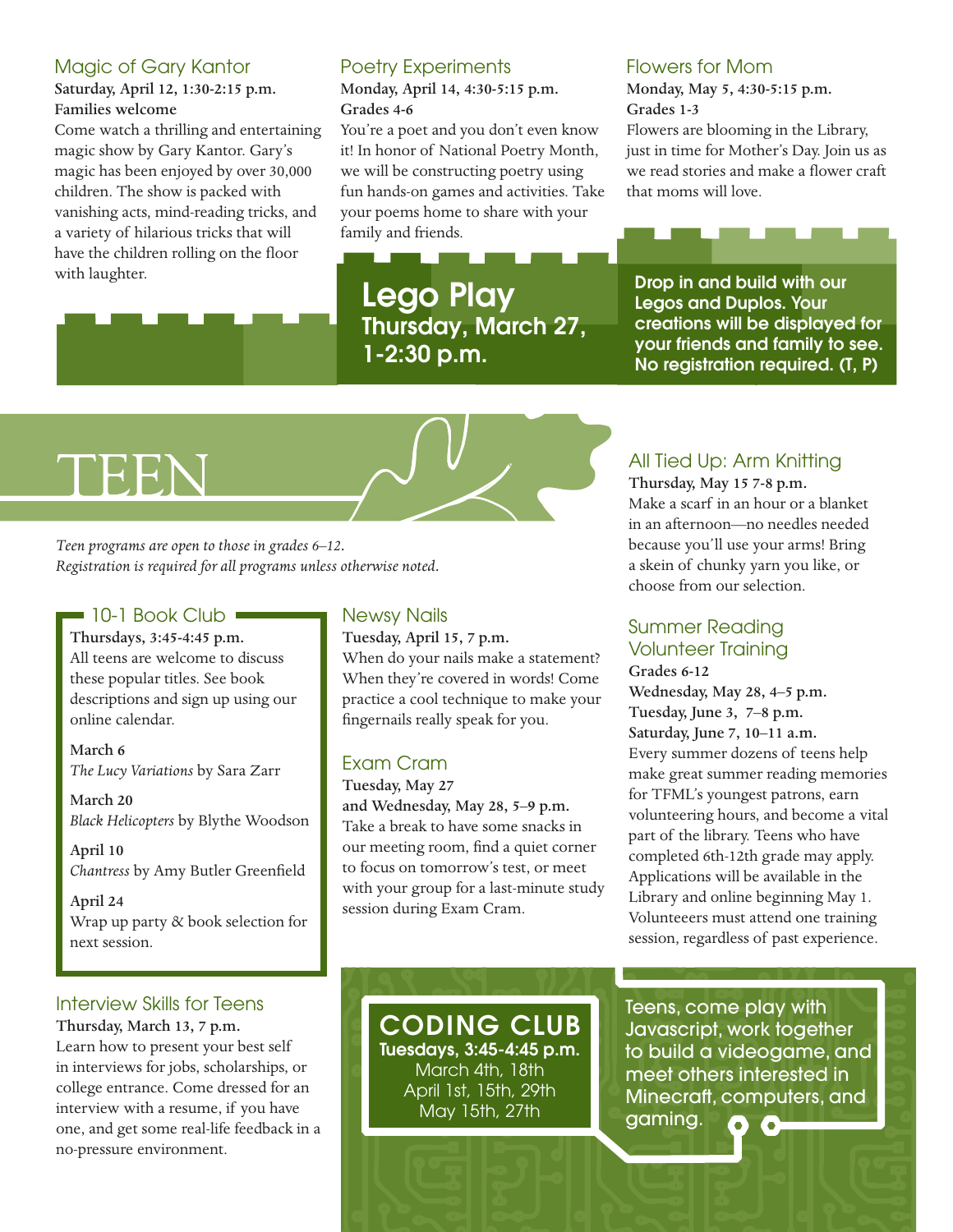### Magic of Gary Kantor

**Saturday, April 12, 1:30-2:15 p.m.**
**Families welcome**

Come watch a thrilling and entertaining magic show by Gary Kantor. Gary's magic has been enjoyed by over 30,000 children. The show is packed with vanishing acts, mind-reading tricks, and a variety of hilarious tricks that will have the children rolling on the floor with laughter.

### Poetry Experiments

**Monday, April 14, 4:30-5:15 p.m.**
**Grades 4-6**

You're a poet and you don't even know it! In honor of National Poetry Month, we will be constructing poetry using fun hands-on games and activities. Take your poems home to share with your family and friends.

### Flowers for Mom

**Monday, May 5, 4:30-5:15 p.m.**
**Grades 1-3**

Flowers are blooming in the Library, just in time for Mother's Day. Join us as we read stories and make a flower craft that moms will love.

### Lego Play

**Thursday, March 27, 1-2:30 p.m.**

Drop in and build with our Legos and Duplos. Your creations will be displayed for your friends and family to see. No registration required. (T, P)

# TEEN

*Teen programs are open to those in grades 6–12. Registration is required for all programs unless otherwise noted.*

### 10-1 Book Club

**Thursdays, 3:45-4:45 p.m.**

All teens are welcome to discuss these popular titles. See book descriptions and sign up using our online calendar.

**March 6**
*The Lucy Variations* by Sara Zarr

**March 20**
*Black Helicopters* by Blythe Woodson

**April 10**
*Chantress* by Amy Butler Greenfield

**April 24**
Wrap up party & book selection for next session.

### Interview Skills for Teens

**Thursday, March 13, 7 p.m.**

Learn how to present your best self in interviews for jobs, scholarships, or college entrance. Come dressed for an interview with a resume, if you have one, and get some real-life feedback in a no-pressure environment.

### Newsy Nails

**Tuesday, April 15, 7 p.m.**

When do your nails make a statement? When they're covered in words! Come practice a cool technique to make your fingernails really speak for you.

### Exam Cram

**Tuesday, May 27**
**and Wednesday, May 28, 5–9 p.m.**

Take a break to have some snacks in our meeting room, find a quiet corner to focus on tomorrow's test, or meet with your group for a last-minute study session during Exam Cram.

### All Tied Up: Arm Knitting

**Thursday, May 15 7-8 p.m.**

Make a scarf in an hour or a blanket in an afternoon—no needles needed because you'll use your arms! Bring a skein of chunky yarn you like, or choose from our selection.

### Summer Reading Volunteer Training

**Grades 6-12**
**Wednesday, May 28, 4–5 p.m.**
**Tuesday, June 3, 7–8 p.m.**
**Saturday, June 7, 10–11 a.m.**

Every summer dozens of teens help make great summer reading memories for TFML's youngest patrons, earn volunteering hours, and become a vital part of the library. Teens who have completed 6th-12th grade may apply. Applications will be available in the Library and online beginning May 1. Volunteeers must attend one training session, regardless of past experience.

### CODING CLUB

**Tuesdays, 3:45-4:45 p.m.**
March 4th, 18th
April 1st, 15th, 29th
May 15th, 27th

Teens, come play with Javascript, work together to build a videogame, and meet others interested in Minecraft, computers, and gaming.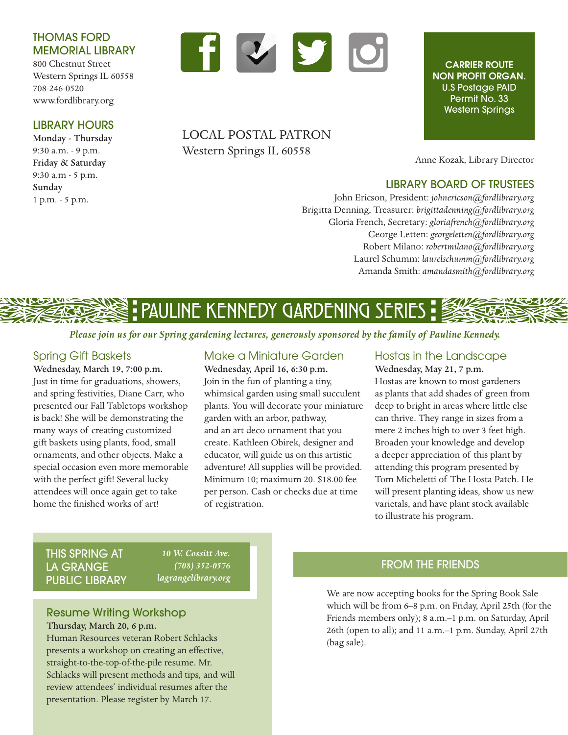## THOMAS FORD MEMORIAL LIBRARY

800 Chestnut Street
Western Springs IL 60558
708-246-0520
www.fordlibrary.org

## LIBRARY HOURS

**Monday - Thursday**
9:30 a.m. - 9 p.m.
**Friday & Saturday**
9:30 a.m - 5 p.m.
**Sunday**
1 p.m. - 5 p.m.

LOCAL POSTAL PATRON
Western Springs IL 60558

**CARRIER ROUTE**
**NON PROFIT ORGAN.**
U.S Postage PAID
Permit No. 33
Western Springs

Anne Kozak, Library Director

## LIBRARY BOARD OF TRUSTEES

John Ericson, President: *johnericson@fordlibrary.org*
Brigitta Denning, Treasurer: *brigittadenning@fordlibrary.org*
Gloria French, Secretary: *gloriafrench@fordlibrary.org*
George Letten: *georgeletten@fordlibrary.org*
Robert Milano: *robertmilano@fordlibrary.org*
Laurel Schumm: *laurelschumm@fordlibrary.org*
Amanda Smith: *amandasmith@fordlibrary.org*

# PAULINE KENNEDY GARDENING SERIES

***Please join us for our Spring gardening lectures, generously sponsored by the family of Pauline Kennedy.***

### Spring Gift Baskets

**Wednesday, March 19, 7:00 p.m.**
Just in time for graduations, showers, and spring festivities, Diane Carr, who presented our Fall Tabletops workshop is back! She will be demonstrating the many ways of creating customized gift baskets using plants, food, small ornaments, and other objects. Make a special occasion even more memorable with the perfect gift! Several lucky attendees will once again get to take home the finished works of art!

### Make a Miniature Garden

**Wednesday, April 16, 6:30 p.m.**
Join in the fun of planting a tiny, whimsical garden using small succulent plants. You will decorate your miniature garden with an arbor, pathway, and an art deco ornament that you create. Kathleen Obirek, designer and educator, will guide us on this artistic adventure! All supplies will be provided. Minimum 10; maximum 20. $18.00 fee per person. Cash or checks due at time of registration.

### Hostas in the Landscape

**Wednesday, May 21, 7 p.m.**
Hostas are known to most gardeners as plants that add shades of green from deep to bright in areas where little else can thrive. They range in sizes from a mere 2 inches high to over 3 feet high. Broaden your knowledge and develop a deeper appreciation of this plant by attending this program presented by Tom Micheletti of The Hosta Patch. He will present planting ideas, show us new varietals, and have plant stock available to illustrate his program.

## THIS SPRING AT LA GRANGE PUBLIC LIBRARY

*10 W. Cossitt Ave.*
*(708) 352-0576*
*lagrangelibrary.org*

### Resume Writing Workshop

**Thursday, March 20, 6 p.m.**
Human Resources veteran Robert Schlacks presents a workshop on creating an effective, straight-to-the-top-of-the-pile resume. Mr. Schlacks will present methods and tips, and will review attendees' individual resumes after the presentation. Please register by March 17.

## FROM THE FRIENDS

We are now accepting books for the Spring Book Sale which will be from 6–8 p.m. on Friday, April 25th (for the Friends members only); 8 a.m.–1 p.m. on Saturday, April 26th (open to all); and 11 a.m.–1 p.m. Sunday, April 27th (bag sale).